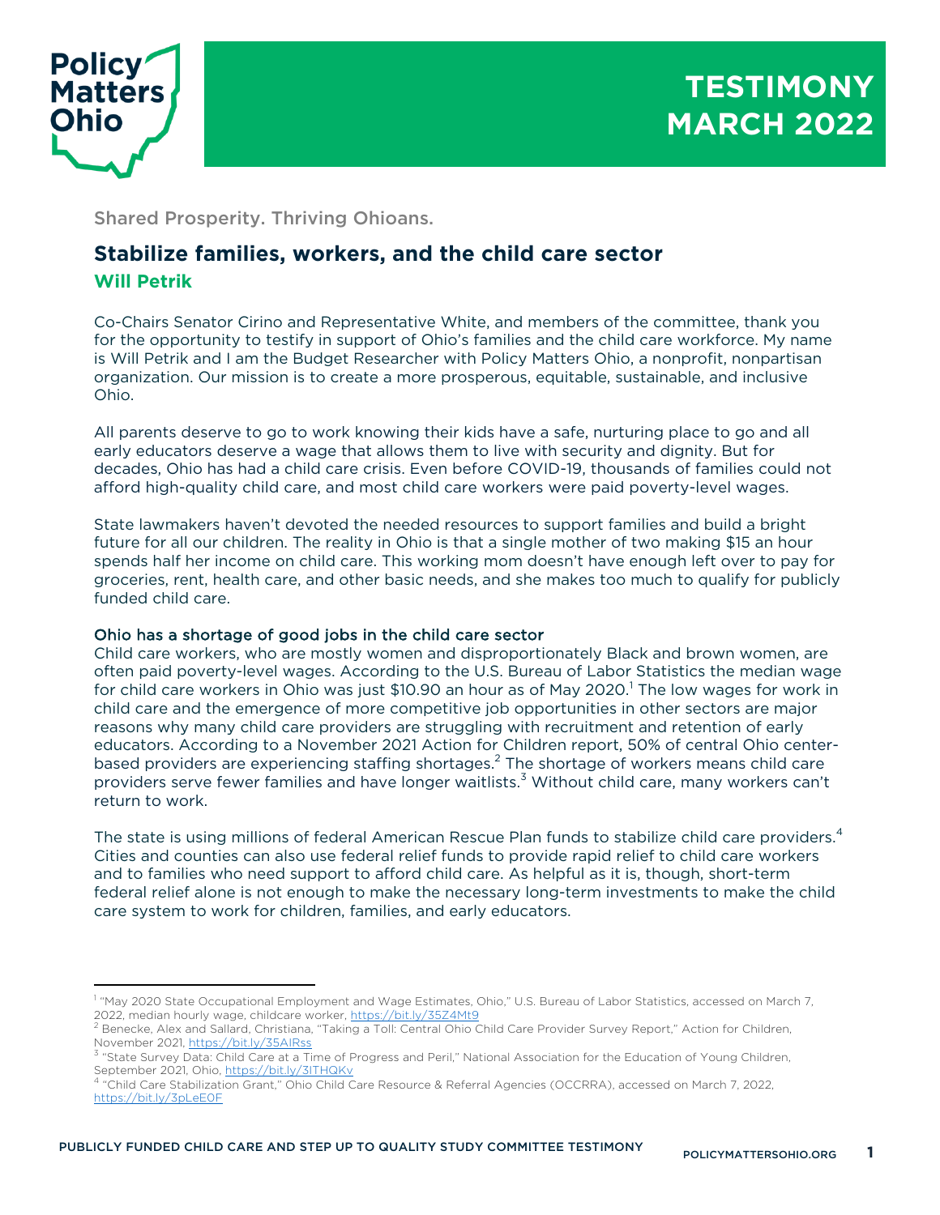# TESTIMONY MARCH 2022

Shared Prosperity. Thriving Ohioans.

## Stabilize families, workers, and the child care sector

**Will Petrik**

Co-Chairs Senator Cirino and Representative White, and members of the committee, thank you for the opportunity to testify in support of Ohio's families and the child care workforce. My name is Will Petrik and I am the Budget Researcher with Policy Matters Ohio, a nonprofit, nonpartisan organization. Our mission is to create a more prosperous, equitable, sustainable, and inclusive Ohio.

All parents deserve to go to work knowing their kids have a safe, nurturing place to go and all early educators deserve a wage that allows them to live with security and dignity. But for decades, Ohio has had a child care crisis. Even before COVID-19, thousands of families could not afford high-quality child care, and most child care workers were paid poverty-level wages.

State lawmakers haven't devoted the needed resources to support families and build a bright future for all our children. The reality in Ohio is that a single mother of two making $15 an hour spends half her income on child care. This working mom doesn't have enough left over to pay for groceries, rent, health care, and other basic needs, and she makes too much to qualify for publicly funded child care.

### Ohio has a shortage of good jobs in the child care sector

Child care workers, who are mostly women and disproportionately Black and brown women, are often paid poverty-level wages. According to the U.S. Bureau of Labor Statistics the median wage for child care workers in Ohio was just $10.90 an hour as of May 2020.[1] The low wages for work in child care and the emergence of more competitive job opportunities in other sectors are major reasons why many child care providers are struggling with recruitment and retention of early educators. According to a November 2021 Action for Children report, 50% of central Ohio center-based providers are experiencing staffing shortages.[2] The shortage of workers means child care providers serve fewer families and have longer waitlists.[3] Without child care, many workers can't return to work.

The state is using millions of federal American Rescue Plan funds to stabilize child care providers.[4] Cities and counties can also use federal relief funds to provide rapid relief to child care workers and to families who need support to afford child care. As helpful as it is, though, short-term federal relief alone is not enough to make the necessary long-term investments to make the child care system to work for children, families, and early educators.

---

[1] "May 2020 State Occupational Employment and Wage Estimates, Ohio," U.S. Bureau of Labor Statistics, accessed on March 7, 2022, median hourly wage, childcare worker, https://bit.ly/35Z4Mt9

[2] Benecke, Alex and Sallard, Christiana, "Taking a Toll: Central Ohio Child Care Provider Survey Report," Action for Children, November 2021, https://bit.ly/35AIRss

[3] "State Survey Data: Child Care at a Time of Progress and Peril," National Association for the Education of Young Children, September 2021, Ohio, https://bit.ly/3ITHQKv

[4] "Child Care Stabilization Grant," Ohio Child Care Resource & Referral Agencies (OCCRRA), accessed on March 7, 2022, https://bit.ly/3pLeE0F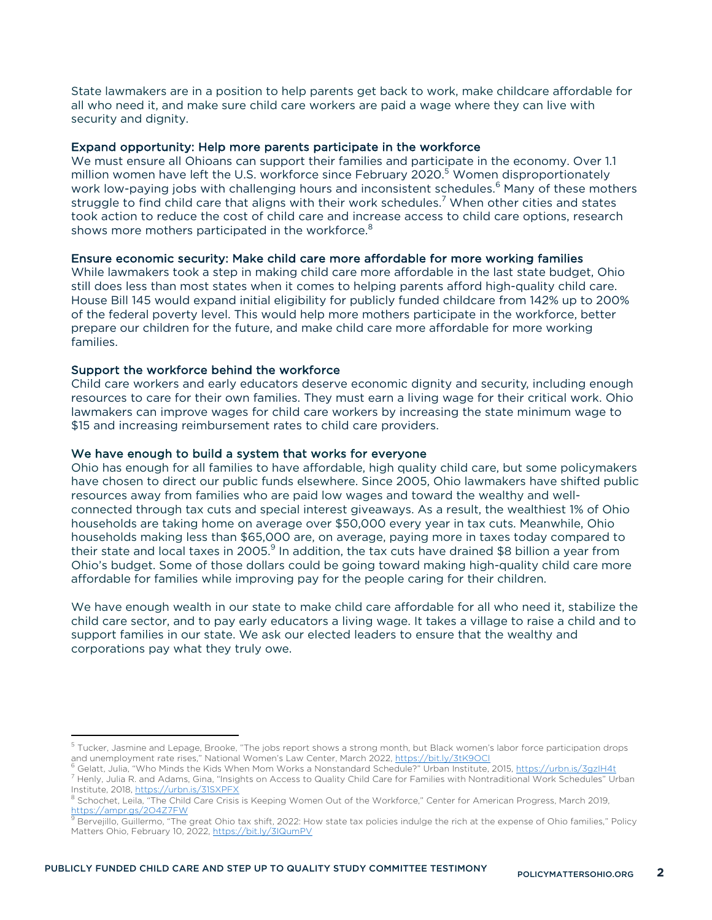State lawmakers are in a position to help parents get back to work, make childcare affordable for all who need it, and make sure child care workers are paid a wage where they can live with security and dignity.

### Expand opportunity: Help more parents participate in the workforce

We must ensure all Ohioans can support their families and participate in the economy. Over 1.1 million women have left the U.S. workforce since February 2020.[5] Women disproportionately work low-paying jobs with challenging hours and inconsistent schedules.[6] Many of these mothers struggle to find child care that aligns with their work schedules.[7] When other cities and states took action to reduce the cost of child care and increase access to child care options, research shows more mothers participated in the workforce.[8]

### Ensure economic security: Make child care more affordable for more working families

While lawmakers took a step in making child care more affordable in the last state budget, Ohio still does less than most states when it comes to helping parents afford high-quality child care. House Bill 145 would expand initial eligibility for publicly funded childcare from 142% up to 200% of the federal poverty level. This would help more mothers participate in the workforce, better prepare our children for the future, and make child care more affordable for more working families.

### Support the workforce behind the workforce

Child care workers and early educators deserve economic dignity and security, including enough resources to care for their own families. They must earn a living wage for their critical work. Ohio lawmakers can improve wages for child care workers by increasing the state minimum wage to $15 and increasing reimbursement rates to child care providers.

### We have enough to build a system that works for everyone

Ohio has enough for all families to have affordable, high quality child care, but some policymakers have chosen to direct our public funds elsewhere. Since 2005, Ohio lawmakers have shifted public resources away from families who are paid low wages and toward the wealthy and well-connected through tax cuts and special interest giveaways. As a result, the wealthiest 1% of Ohio households are taking home on average over $50,000 every year in tax cuts. Meanwhile, Ohio households making less than $65,000 are, on average, paying more in taxes today compared to their state and local taxes in 2005.[9] In addition, the tax cuts have drained $8 billion a year from Ohio's budget. Some of those dollars could be going toward making high-quality child care more affordable for families while improving pay for the people caring for their children.

We have enough wealth in our state to make child care affordable for all who need it, stabilize the child care sector, and to pay early educators a living wage. It takes a village to raise a child and to support families in our state. We ask our elected leaders to ensure that the wealthy and corporations pay what they truly owe.

---

[5] Tucker, Jasmine and Lepage, Brooke, "The jobs report shows a strong month, but Black women's labor force participation drops and unemployment rate rises," National Women's Law Center, March 2022, https://bit.ly/3tK9OCl

[6] Gelatt, Julia, "Who Minds the Kids When Mom Works a Nonstandard Schedule?" Urban Institute, 2015, https://urbn.is/3gzlH4t

[7] Henly, Julia R. and Adams, Gina, "Insights on Access to Quality Child Care for Families with Nontraditional Work Schedules" Urban Institute, 2018, https://urbn.is/31SXPFX

[8] Schochet, Leila, "The Child Care Crisis is Keeping Women Out of the Workforce," Center for American Progress, March 2019, https://ampr.gs/2O4Z7FW

[9] Bervejillo, Guillermo, "The great Ohio tax shift, 2022: How state tax policies indulge the rich at the expense of Ohio families," Policy Matters Ohio, February 10, 2022, https://bit.ly/3IQumPV